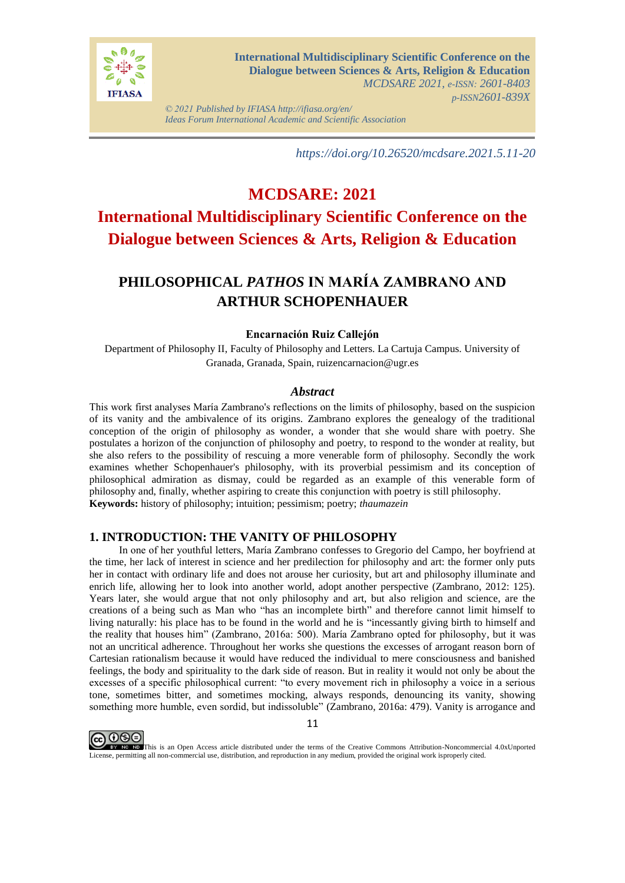https://doi.org/10.26520/mcdsare.2021.5.11-20

# MCDSARE: 2021

# International Multidisciplinary Scientific Conference on the Dialogue between Sciences & Arts, Religion & Education

## PHILOSOPHICAL *PATHOS* IN MARÍA ZAMBRANO AND ARTHUR SCHOPENHAUER

**Encarnación Ruiz Callejón**

Department of Philosophy II, Faculty of Philosophy and Letters. La Cartuja Campus. University of Granada, Granada, Spain, ruizencarnacion@ugr.es

### *Abstract*

This work first analyses María Zambrano's reflections on the limits of philosophy, based on the suspicion of its vanity and the ambivalence of its origins. Zambrano explores the genealogy of the traditional conception of the origin of philosophy as wonder, a wonder that she would share with poetry. She postulates a horizon of the conjunction of philosophy and poetry, to respond to the wonder at reality, but she also refers to the possibility of rescuing a more venerable form of philosophy. Secondly the work examines whether Schopenhauer's philosophy, with its proverbial pessimism and its conception of philosophical admiration as dismay, could be regarded as an example of this venerable form of philosophy and, finally, whether aspiring to create this conjunction with poetry is still philosophy.

**Keywords:** history of philosophy; intuition; pessimism; poetry; *thaumazein*

## 1. INTRODUCTION: THE VANITY OF PHILOSOPHY

In one of her youthful letters, María Zambrano confesses to Gregorio del Campo, her boyfriend at the time, her lack of interest in science and her predilection for philosophy and art: the former only puts her in contact with ordinary life and does not arouse her curiosity, but art and philosophy illuminate and enrich life, allowing her to look into another world, adopt another perspective (Zambrano, 2012: 125). Years later, she would argue that not only philosophy and art, but also religion and science, are the creations of a being such as Man who "has an incomplete birth" and therefore cannot limit himself to living naturally: his place has to be found in the world and he is "incessantly giving birth to himself and the reality that houses him" (Zambrano, 2016a: 500). María Zambrano opted for philosophy, but it was not an uncritical adherence. Throughout her works she questions the excesses of arrogant reason born of Cartesian rationalism because it would have reduced the individual to mere consciousness and banished feelings, the body and spirituality to the dark side of reason. But in reality it would not only be about the excesses of a specific philosophical current: "to every movement rich in philosophy a voice in a serious tone, sometimes bitter, and sometimes mocking, always responds, denouncing its vanity, showing something more humble, even sordid, but indissoluble" (Zambrano, 2016a: 479). Vanity is arrogance and

This is an Open Access article distributed under the terms of the Creative Commons Attribution-Noncommercial 4.0xUnported License, permitting all non-commercial use, distribution, and reproduction in any medium, provided the original work isproperly cited.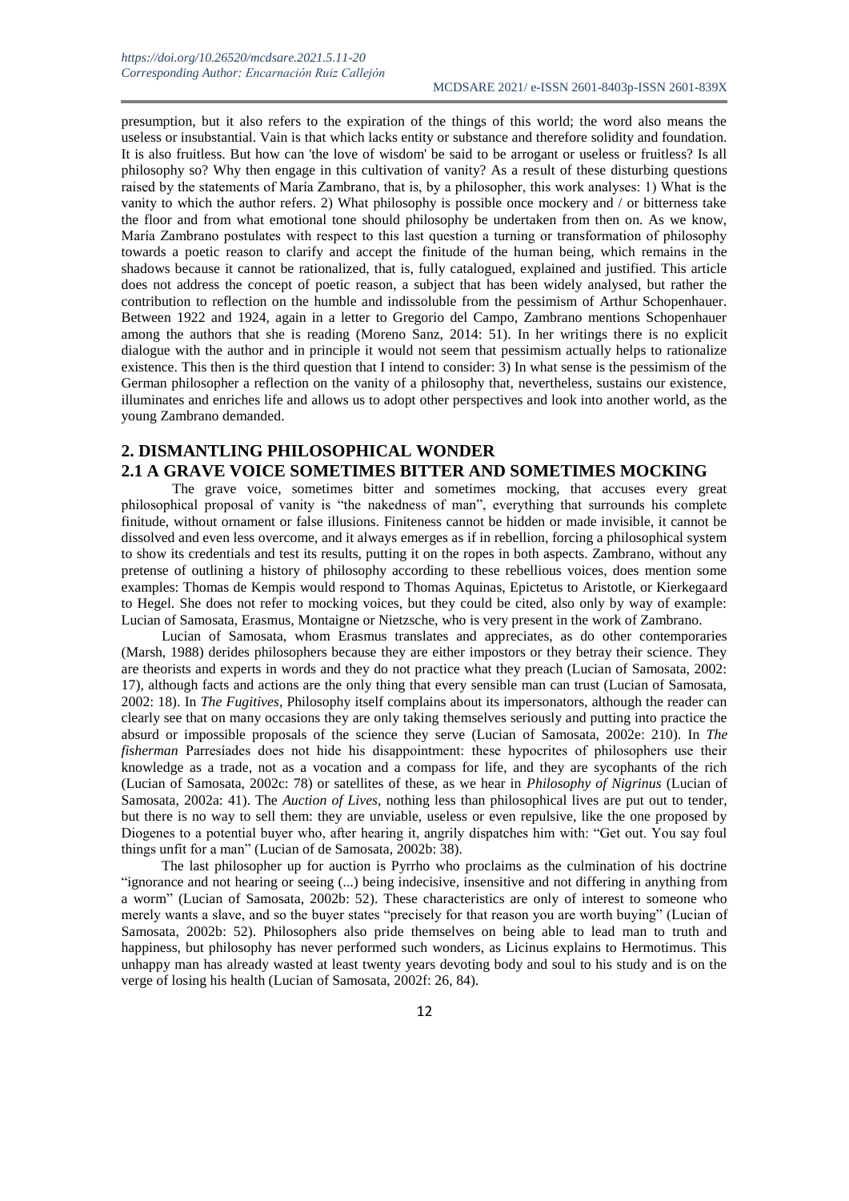presumption, but it also refers to the expiration of the things of this world; the word also means the useless or insubstantial. Vain is that which lacks entity or substance and therefore solidity and foundation. It is also fruitless. But how can 'the love of wisdom' be said to be arrogant or useless or fruitless? Is all philosophy so? Why then engage in this cultivation of vanity? As a result of these disturbing questions raised by the statements of María Zambrano, that is, by a philosopher, this work analyses: 1) What is the vanity to which the author refers. 2) What philosophy is possible once mockery and / or bitterness take the floor and from what emotional tone should philosophy be undertaken from then on. As we know, María Zambrano postulates with respect to this last question a turning or transformation of philosophy towards a poetic reason to clarify and accept the finitude of the human being, which remains in the shadows because it cannot be rationalized, that is, fully catalogued, explained and justified. This article does not address the concept of poetic reason, a subject that has been widely analysed, but rather the contribution to reflection on the humble and indissoluble from the pessimism of Arthur Schopenhauer. Between 1922 and 1924, again in a letter to Gregorio del Campo, Zambrano mentions Schopenhauer among the authors that she is reading (Moreno Sanz, 2014: 51). In her writings there is no explicit dialogue with the author and in principle it would not seem that pessimism actually helps to rationalize existence. This then is the third question that I intend to consider: 3) In what sense is the pessimism of the German philosopher a reflection on the vanity of a philosophy that, nevertheless, sustains our existence, illuminates and enriches life and allows us to adopt other perspectives and look into another world, as the young Zambrano demanded.

## 2. DISMANTLING PHILOSOPHICAL WONDER

### 2.1 A GRAVE VOICE SOMETIMES BITTER AND SOMETIMES MOCKING

The grave voice, sometimes bitter and sometimes mocking, that accuses every great philosophical proposal of vanity is "the nakedness of man", everything that surrounds his complete finitude, without ornament or false illusions. Finiteness cannot be hidden or made invisible, it cannot be dissolved and even less overcome, and it always emerges as if in rebellion, forcing a philosophical system to show its credentials and test its results, putting it on the ropes in both aspects. Zambrano, without any pretense of outlining a history of philosophy according to these rebellious voices, does mention some examples: Thomas de Kempis would respond to Thomas Aquinas, Epictetus to Aristotle, or Kierkegaard to Hegel. She does not refer to mocking voices, but they could be cited, also only by way of example: Lucian of Samosata, Erasmus, Montaigne or Nietzsche, who is very present in the work of Zambrano.

Lucian of Samosata, whom Erasmus translates and appreciates, as do other contemporaries (Marsh, 1988) derides philosophers because they are either impostors or they betray their science. They are theorists and experts in words and they do not practice what they preach (Lucian of Samosata, 2002: 17), although facts and actions are the only thing that every sensible man can trust (Lucian of Samosata, 2002: 18). In *The Fugitives*, Philosophy itself complains about its impersonators, although the reader can clearly see that on many occasions they are only taking themselves seriously and putting into practice the absurd or impossible proposals of the science they serve (Lucian of Samosata, 2002e: 210). In *The fisherman* Parresiades does not hide his disappointment: these hypocrites of philosophers use their knowledge as a trade, not as a vocation and a compass for life, and they are sycophants of the rich (Lucian of Samosata, 2002c: 78) or satellites of these, as we hear in *Philosophy of Nigrinus* (Lucian of Samosata, 2002a: 41). The *Auction of Lives*, nothing less than philosophical lives are put out to tender, but there is no way to sell them: they are unviable, useless or even repulsive, like the one proposed by Diogenes to a potential buyer who, after hearing it, angrily dispatches him with: "Get out. You say foul things unfit for a man" (Lucian of de Samosata, 2002b: 38).

The last philosopher up for auction is Pyrrho who proclaims as the culmination of his doctrine "ignorance and not hearing or seeing (...) being indecisive, insensitive and not differing in anything from a worm" (Lucian of Samosata, 2002b: 52). These characteristics are only of interest to someone who merely wants a slave, and so the buyer states "precisely for that reason you are worth buying" (Lucian of Samosata, 2002b: 52). Philosophers also pride themselves on being able to lead man to truth and happiness, but philosophy has never performed such wonders, as Licinus explains to Hermotimus. This unhappy man has already wasted at least twenty years devoting body and soul to his study and is on the verge of losing his health (Lucian of Samosata, 2002f: 26, 84).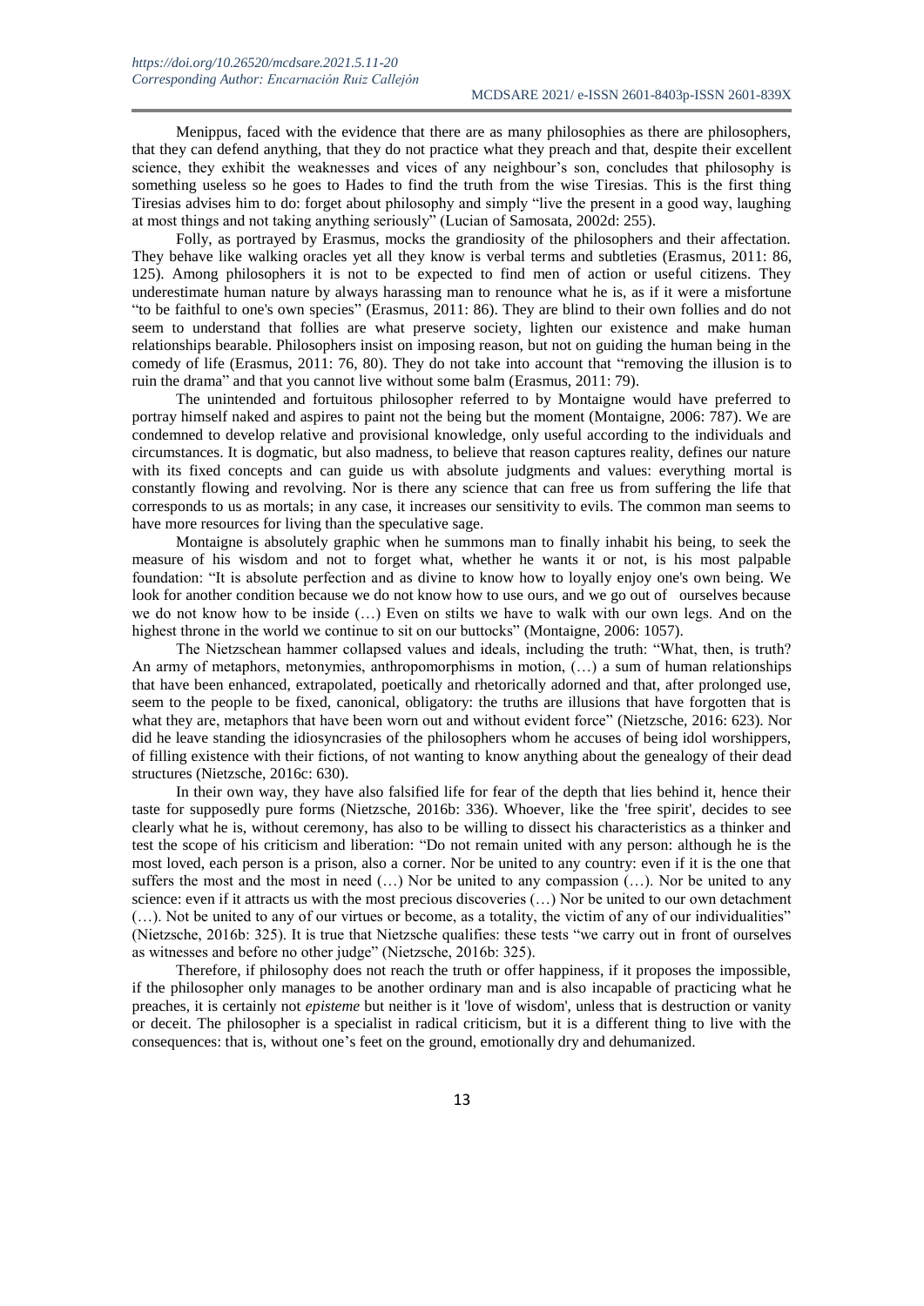Menippus, faced with the evidence that there are as many philosophies as there are philosophers, that they can defend anything, that they do not practice what they preach and that, despite their excellent science, they exhibit the weaknesses and vices of any neighbour's son, concludes that philosophy is something useless so he goes to Hades to find the truth from the wise Tiresias. This is the first thing Tiresias advises him to do: forget about philosophy and simply "live the present in a good way, laughing at most things and not taking anything seriously" (Lucian of Samosata, 2002d: 255).

Folly, as portrayed by Erasmus, mocks the grandiosity of the philosophers and their affectation. They behave like walking oracles yet all they know is verbal terms and subtleties (Erasmus, 2011: 86, 125). Among philosophers it is not to be expected to find men of action or useful citizens. They underestimate human nature by always harassing man to renounce what he is, as if it were a misfortune "to be faithful to one's own species" (Erasmus, 2011: 86). They are blind to their own follies and do not seem to understand that follies are what preserve society, lighten our existence and make human relationships bearable. Philosophers insist on imposing reason, but not on guiding the human being in the comedy of life (Erasmus, 2011: 76, 80). They do not take into account that "removing the illusion is to ruin the drama" and that you cannot live without some balm (Erasmus, 2011: 79).

The unintended and fortuitous philosopher referred to by Montaigne would have preferred to portray himself naked and aspires to paint not the being but the moment (Montaigne, 2006: 787). We are condemned to develop relative and provisional knowledge, only useful according to the individuals and circumstances. It is dogmatic, but also madness, to believe that reason captures reality, defines our nature with its fixed concepts and can guide us with absolute judgments and values: everything mortal is constantly flowing and revolving. Nor is there any science that can free us from suffering the life that corresponds to us as mortals; in any case, it increases our sensitivity to evils. The common man seems to have more resources for living than the speculative sage.

Montaigne is absolutely graphic when he summons man to finally inhabit his being, to seek the measure of his wisdom and not to forget what, whether he wants it or not, is his most palpable foundation: "It is absolute perfection and as divine to know how to loyally enjoy one's own being. We look for another condition because we do not know how to use ours, and we go out of ourselves because we do not know how to be inside (…) Even on stilts we have to walk with our own legs. And on the highest throne in the world we continue to sit on our buttocks" (Montaigne, 2006: 1057).

The Nietzschean hammer collapsed values and ideals, including the truth: "What, then, is truth? An army of metaphors, metonymies, anthropomorphisms in motion, (…) a sum of human relationships that have been enhanced, extrapolated, poetically and rhetorically adorned and that, after prolonged use, seem to the people to be fixed, canonical, obligatory: the truths are illusions that have forgotten that is what they are, metaphors that have been worn out and without evident force" (Nietzsche, 2016: 623). Nor did he leave standing the idiosyncrasies of the philosophers whom he accuses of being idol worshippers, of filling existence with their fictions, of not wanting to know anything about the genealogy of their dead structures (Nietzsche, 2016c: 630).

In their own way, they have also falsified life for fear of the depth that lies behind it, hence their taste for supposedly pure forms (Nietzsche, 2016b: 336). Whoever, like the 'free spirit', decides to see clearly what he is, without ceremony, has also to be willing to dissect his characteristics as a thinker and test the scope of his criticism and liberation: "Do not remain united with any person: although he is the most loved, each person is a prison, also a corner. Nor be united to any country: even if it is the one that suffers the most and the most in need (…) Nor be united to any compassion (…). Nor be united to any science: even if it attracts us with the most precious discoveries (…) Nor be united to our own detachment (…). Not be united to any of our virtues or become, as a totality, the victim of any of our individualities" (Nietzsche, 2016b: 325). It is true that Nietzsche qualifies: these tests "we carry out in front of ourselves as witnesses and before no other judge" (Nietzsche, 2016b: 325).

Therefore, if philosophy does not reach the truth or offer happiness, if it proposes the impossible, if the philosopher only manages to be another ordinary man and is also incapable of practicing what he preaches, it is certainly not *episteme* but neither is it 'love of wisdom', unless that is destruction or vanity or deceit. The philosopher is a specialist in radical criticism, but it is a different thing to live with the consequences: that is, without one's feet on the ground, emotionally dry and dehumanized.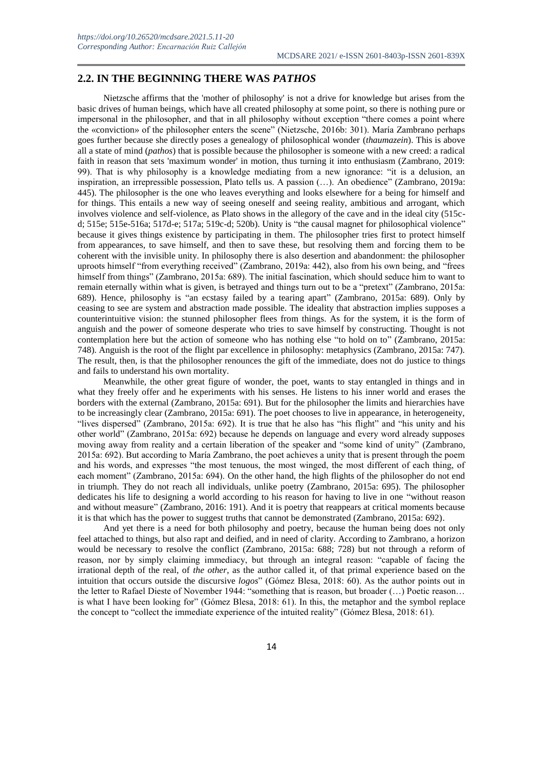## 2.2. IN THE BEGINNING THERE WAS *PATHOS*

Nietzsche affirms that the 'mother of philosophy' is not a drive for knowledge but arises from the basic drives of human beings, which have all created philosophy at some point, so there is nothing pure or impersonal in the philosopher, and that in all philosophy without exception "there comes a point where the «conviction» of the philosopher enters the scene" (Nietzsche, 2016b: 301). María Zambrano perhaps goes further because she directly poses a genealogy of philosophical wonder (*thaumazein*). This is above all a state of mind (*pathos*) that is possible because the philosopher is someone with a new creed: a radical faith in reason that sets 'maximum wonder' in motion, thus turning it into enthusiasm (Zambrano, 2019: 99). That is why philosophy is a knowledge mediating from a new ignorance: "it is a delusion, an inspiration, an irrepressible possession, Plato tells us. A passion (…). An obedience" (Zambrano, 2019a: 445). The philosopher is the one who leaves everything and looks elsewhere for a being for himself and for things. This entails a new way of seeing oneself and seeing reality, ambitious and arrogant, which involves violence and self-violence, as Plato shows in the allegory of the cave and in the ideal city (515c-d; 515e; 515e-516a; 517d-e; 517a; 519c-d; 520b). Unity is "the causal magnet for philosophical violence" because it gives things existence by participating in them. The philosopher tries first to protect himself from appearances, to save himself, and then to save these, but resolving them and forcing them to be coherent with the invisible unity. In philosophy there is also desertion and abandonment: the philosopher uproots himself "from everything received" (Zambrano, 2019a: 442), also from his own being, and "frees himself from things" (Zambrano, 2015a: 689). The initial fascination, which should seduce him to want to remain eternally within what is given, is betrayed and things turn out to be a "pretext" (Zambrano, 2015a: 689). Hence, philosophy is "an ecstasy failed by a tearing apart" (Zambrano, 2015a: 689). Only by ceasing to see are system and abstraction made possible. The ideality that abstraction implies supposes a counterintuitive vision: the stunned philosopher flees from things. As for the system, it is the form of anguish and the power of someone desperate who tries to save himself by constructing. Thought is not contemplation here but the action of someone who has nothing else "to hold on to" (Zambrano, 2015a: 748). Anguish is the root of the flight par excellence in philosophy: metaphysics (Zambrano, 2015a: 747). The result, then, is that the philosopher renounces the gift of the immediate, does not do justice to things and fails to understand his own mortality.

Meanwhile, the other great figure of wonder, the poet, wants to stay entangled in things and in what they freely offer and he experiments with his senses. He listens to his inner world and erases the borders with the external (Zambrano, 2015a: 691). But for the philosopher the limits and hierarchies have to be increasingly clear (Zambrano, 2015a: 691). The poet chooses to live in appearance, in heterogeneity, "lives dispersed" (Zambrano, 2015a: 692). It is true that he also has "his flight" and "his unity and his other world" (Zambrano, 2015a: 692) because he depends on language and every word already supposes moving away from reality and a certain liberation of the speaker and "some kind of unity" (Zambrano, 2015a: 692). But according to María Zambrano, the poet achieves a unity that is present through the poem and his words, and expresses "the most tenuous, the most winged, the most different of each thing, of each moment" (Zambrano, 2015a: 694). On the other hand, the high flights of the philosopher do not end in triumph. They do not reach all individuals, unlike poetry (Zambrano, 2015a: 695). The philosopher dedicates his life to designing a world according to his reason for having to live in one "without reason and without measure" (Zambrano, 2016: 191). And it is poetry that reappears at critical moments because it is that which has the power to suggest truths that cannot be demonstrated (Zambrano, 2015a: 692).

And yet there is a need for both philosophy and poetry, because the human being does not only feel attached to things, but also rapt and deified, and in need of clarity. According to Zambrano, a horizon would be necessary to resolve the conflict (Zambrano, 2015a: 688; 728) but not through a reform of reason, nor by simply claiming immediacy, but through an integral reason: "capable of facing the irrational depth of the real, of *the other*, as the author called it, of that primal experience based on the intuition that occurs outside the discursive *logos*" (Gómez Blesa, 2018: 60). As the author points out in the letter to Rafael Dieste of November 1944: "something that is reason, but broader (…) Poetic reason… is what I have been looking for" (Gómez Blesa, 2018: 61). In this, the metaphor and the symbol replace the concept to "collect the immediate experience of the intuited reality" (Gómez Blesa, 2018: 61).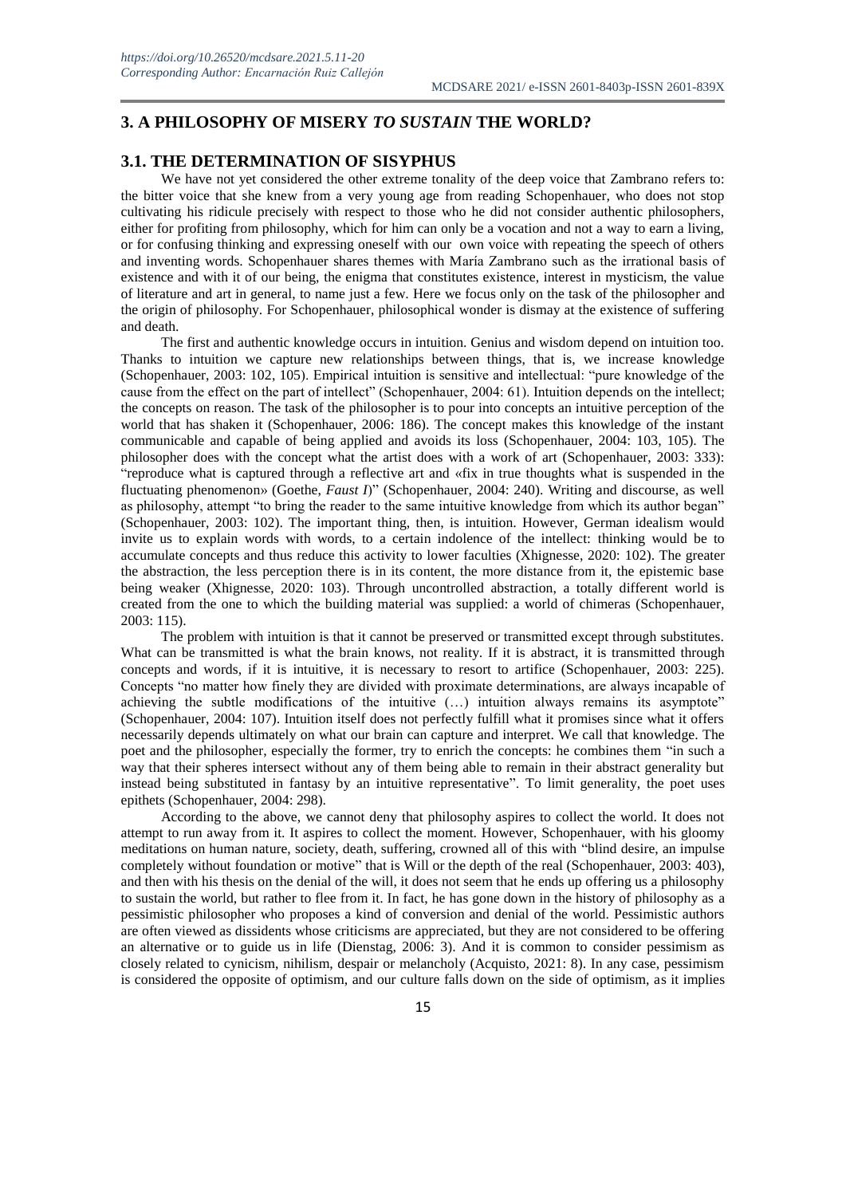## 3. A PHILOSOPHY OF MISERY *TO SUSTAIN* THE WORLD?

### 3.1. THE DETERMINATION OF SISYPHUS

We have not yet considered the other extreme tonality of the deep voice that Zambrano refers to: the bitter voice that she knew from a very young age from reading Schopenhauer, who does not stop cultivating his ridicule precisely with respect to those who he did not consider authentic philosophers, either for profiting from philosophy, which for him can only be a vocation and not a way to earn a living, or for confusing thinking and expressing oneself with our own voice with repeating the speech of others and inventing words. Schopenhauer shares themes with María Zambrano such as the irrational basis of existence and with it of our being, the enigma that constitutes existence, interest in mysticism, the value of literature and art in general, to name just a few. Here we focus only on the task of the philosopher and the origin of philosophy. For Schopenhauer, philosophical wonder is dismay at the existence of suffering and death.

The first and authentic knowledge occurs in intuition. Genius and wisdom depend on intuition too. Thanks to intuition we capture new relationships between things, that is, we increase knowledge (Schopenhauer, 2003: 102, 105). Empirical intuition is sensitive and intellectual: "pure knowledge of the cause from the effect on the part of intellect" (Schopenhauer, 2004: 61). Intuition depends on the intellect; the concepts on reason. The task of the philosopher is to pour into concepts an intuitive perception of the world that has shaken it (Schopenhauer, 2006: 186). The concept makes this knowledge of the instant communicable and capable of being applied and avoids its loss (Schopenhauer, 2004: 103, 105). The philosopher does with the concept what the artist does with a work of art (Schopenhauer, 2003: 333): "reproduce what is captured through a reflective art and «fix in true thoughts what is suspended in the fluctuating phenomenon» (Goethe, *Faust I*)" (Schopenhauer, 2004: 240). Writing and discourse, as well as philosophy, attempt "to bring the reader to the same intuitive knowledge from which its author began" (Schopenhauer, 2003: 102). The important thing, then, is intuition. However, German idealism would invite us to explain words with words, to a certain indolence of the intellect: thinking would be to accumulate concepts and thus reduce this activity to lower faculties (Xhignesse, 2020: 102). The greater the abstraction, the less perception there is in its content, the more distance from it, the epistemic base being weaker (Xhignesse, 2020: 103). Through uncontrolled abstraction, a totally different world is created from the one to which the building material was supplied: a world of chimeras (Schopenhauer, 2003: 115).

The problem with intuition is that it cannot be preserved or transmitted except through substitutes. What can be transmitted is what the brain knows, not reality. If it is abstract, it is transmitted through concepts and words, if it is intuitive, it is necessary to resort to artifice (Schopenhauer, 2003: 225). Concepts "no matter how finely they are divided with proximate determinations, are always incapable of achieving the subtle modifications of the intuitive (…) intuition always remains its asymptote" (Schopenhauer, 2004: 107). Intuition itself does not perfectly fulfill what it promises since what it offers necessarily depends ultimately on what our brain can capture and interpret. We call that knowledge. The poet and the philosopher, especially the former, try to enrich the concepts: he combines them "in such a way that their spheres intersect without any of them being able to remain in their abstract generality but instead being substituted in fantasy by an intuitive representative". To limit generality, the poet uses epithets (Schopenhauer, 2004: 298).

According to the above, we cannot deny that philosophy aspires to collect the world. It does not attempt to run away from it. It aspires to collect the moment. However, Schopenhauer, with his gloomy meditations on human nature, society, death, suffering, crowned all of this with "blind desire, an impulse completely without foundation or motive" that is Will or the depth of the real (Schopenhauer, 2003: 403), and then with his thesis on the denial of the will, it does not seem that he ends up offering us a philosophy to sustain the world, but rather to flee from it. In fact, he has gone down in the history of philosophy as a pessimistic philosopher who proposes a kind of conversion and denial of the world. Pessimistic authors are often viewed as dissidents whose criticisms are appreciated, but they are not considered to be offering an alternative or to guide us in life (Dienstag, 2006: 3). And it is common to consider pessimism as closely related to cynicism, nihilism, despair or melancholy (Acquisto, 2021: 8). In any case, pessimism is considered the opposite of optimism, and our culture falls down on the side of optimism, as it implies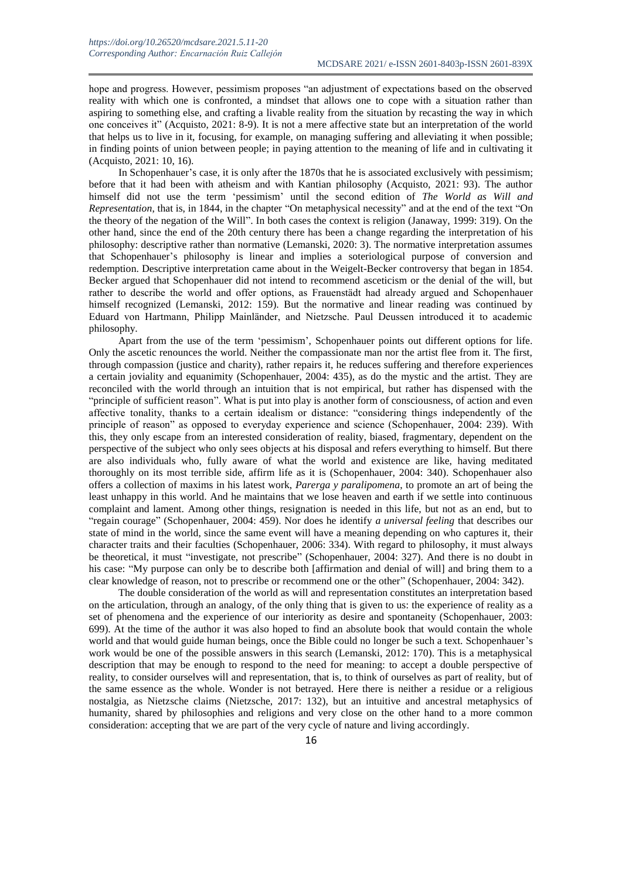hope and progress. However, pessimism proposes "an adjustment of expectations based on the observed reality with which one is confronted, a mindset that allows one to cope with a situation rather than aspiring to something else, and crafting a livable reality from the situation by recasting the way in which one conceives it" (Acquisto, 2021: 8-9). It is not a mere affective state but an interpretation of the world that helps us to live in it, focusing, for example, on managing suffering and alleviating it when possible; in finding points of union between people; in paying attention to the meaning of life and in cultivating it (Acquisto, 2021: 10, 16).

In Schopenhauer's case, it is only after the 1870s that he is associated exclusively with pessimism; before that it had been with atheism and with Kantian philosophy (Acquisto, 2021: 93). The author himself did not use the term 'pessimism' until the second edition of *The World as Will and Representation*, that is, in 1844, in the chapter "On metaphysical necessity" and at the end of the text "On the theory of the negation of the Will". In both cases the context is religion (Janaway, 1999: 319). On the other hand, since the end of the 20th century there has been a change regarding the interpretation of his philosophy: descriptive rather than normative (Lemanski, 2020: 3). The normative interpretation assumes that Schopenhauer's philosophy is linear and implies a soteriological purpose of conversion and redemption. Descriptive interpretation came about in the Weigelt-Becker controversy that began in 1854. Becker argued that Schopenhauer did not intend to recommend asceticism or the denial of the will, but rather to describe the world and offer options, as Frauenstädt had already argued and Schopenhauer himself recognized (Lemanski, 2012: 159). But the normative and linear reading was continued by Eduard von Hartmann, Philipp Mainländer, and Nietzsche. Paul Deussen introduced it to academic philosophy.

Apart from the use of the term 'pessimism', Schopenhauer points out different options for life. Only the ascetic renounces the world. Neither the compassionate man nor the artist flee from it. The first, through compassion (justice and charity), rather repairs it, he reduces suffering and therefore experiences a certain joviality and equanimity (Schopenhauer, 2004: 435), as do the mystic and the artist. They are reconciled with the world through an intuition that is not empirical, but rather has dispensed with the "principle of sufficient reason". What is put into play is another form of consciousness, of action and even affective tonality, thanks to a certain idealism or distance: "considering things independently of the principle of reason" as opposed to everyday experience and science (Schopenhauer, 2004: 239). With this, they only escape from an interested consideration of reality, biased, fragmentary, dependent on the perspective of the subject who only sees objects at his disposal and refers everything to himself. But there are also individuals who, fully aware of what the world and existence are like, having meditated thoroughly on its most terrible side, affirm life as it is (Schopenhauer, 2004: 340). Schopenhauer also offers a collection of maxims in his latest work, *Parerga y paralipomena*, to promote an art of being the least unhappy in this world. And he maintains that we lose heaven and earth if we settle into continuous complaint and lament. Among other things, resignation is needed in this life, but not as an end, but to "regain courage" (Schopenhauer, 2004: 459). Nor does he identify *a universal feeling* that describes our state of mind in the world, since the same event will have a meaning depending on who captures it, their character traits and their faculties (Schopenhauer, 2006: 334). With regard to philosophy, it must always be theoretical, it must "investigate, not prescribe" (Schopenhauer, 2004: 327). And there is no doubt in his case: "My purpose can only be to describe both [affirmation and denial of will] and bring them to a clear knowledge of reason, not to prescribe or recommend one or the other" (Schopenhauer, 2004: 342).

The double consideration of the world as will and representation constitutes an interpretation based on the articulation, through an analogy, of the only thing that is given to us: the experience of reality as a set of phenomena and the experience of our interiority as desire and spontaneity (Schopenhauer, 2003: 699). At the time of the author it was also hoped to find an absolute book that would contain the whole world and that would guide human beings, once the Bible could no longer be such a text. Schopenhauer's work would be one of the possible answers in this search (Lemanski, 2012: 170). This is a metaphysical description that may be enough to respond to the need for meaning: to accept a double perspective of reality, to consider ourselves will and representation, that is, to think of ourselves as part of reality, but of the same essence as the whole. Wonder is not betrayed. Here there is neither a residue or a religious nostalgia, as Nietzsche claims (Nietzsche, 2017: 132), but an intuitive and ancestral metaphysics of humanity, shared by philosophies and religions and very close on the other hand to a more common consideration: accepting that we are part of the very cycle of nature and living accordingly.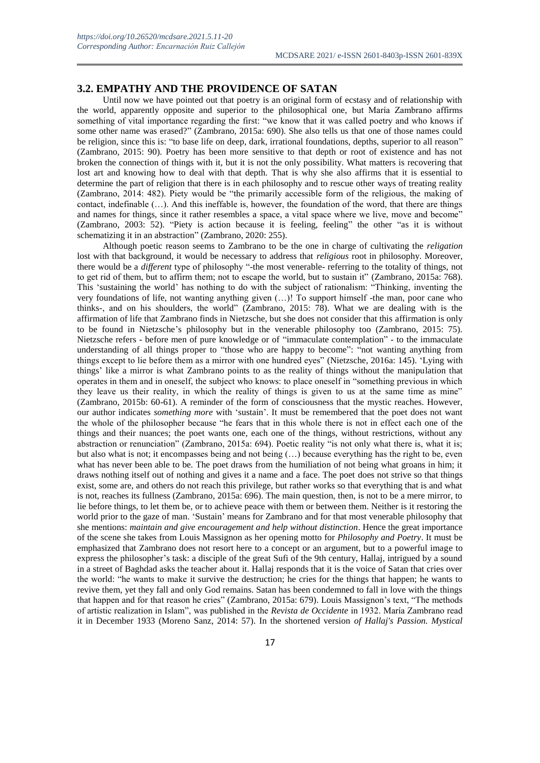## 3.2. EMPATHY AND THE PROVIDENCE OF SATAN

Until now we have pointed out that poetry is an original form of ecstasy and of relationship with the world, apparently opposite and superior to the philosophical one, but María Zambrano affirms something of vital importance regarding the first: "we know that it was called poetry and who knows if some other name was erased?" (Zambrano, 2015a: 690). She also tells us that one of those names could be religion, since this is: "to base life on deep, dark, irrational foundations, depths, superior to all reason" (Zambrano, 2015: 90). Poetry has been more sensitive to that depth or root of existence and has not broken the connection of things with it, but it is not the only possibility. What matters is recovering that lost art and knowing how to deal with that depth. That is why she also affirms that it is essential to determine the part of religion that there is in each philosophy and to rescue other ways of treating reality (Zambrano, 2014: 482). Piety would be "the primarily accessible form of the religious, the making of contact, indefinable (…). And this ineffable is, however, the foundation of the word, that there are things and names for things, since it rather resembles a space, a vital space where we live, move and become" (Zambrano, 2003: 52). "Piety is action because it is feeling, feeling" the other "as it is without schematizing it in an abstraction" (Zambrano, 2020: 255).

Although poetic reason seems to Zambrano to be the one in charge of cultivating the *religation* lost with that background, it would be necessary to address that *religious* root in philosophy. Moreover, there would be a *different* type of philosophy "-the most venerable- referring to the totality of things, not to get rid of them, but to affirm them; not to escape the world, but to sustain it" (Zambrano, 2015a: 768). This 'sustaining the world' has nothing to do with the subject of rationalism: "Thinking, inventing the very foundations of life, not wanting anything given (…)! To support himself -the man, poor cane who thinks-, and on his shoulders, the world" (Zambrano, 2015: 78). What we are dealing with is the affirmation of life that Zambrano finds in Nietzsche, but she does not consider that this affirmation is only to be found in Nietzsche's philosophy but in the venerable philosophy too (Zambrano, 2015: 75). Nietzsche refers - before men of pure knowledge or of "immaculate contemplation" - to the immaculate understanding of all things proper to "those who are happy to become": "not wanting anything from things except to lie before them as a mirror with one hundred eyes" (Nietzsche, 2016a: 145). 'Lying with things' like a mirror is what Zambrano points to as the reality of things without the manipulation that operates in them and in oneself, the subject who knows: to place oneself in "something previous in which they leave us their reality, in which the reality of things is given to us at the same time as mine" (Zambrano, 2015b: 60-61). A reminder of the form of consciousness that the mystic reaches. However, our author indicates *something more* with 'sustain'. It must be remembered that the poet does not want the whole of the philosopher because "he fears that in this whole there is not in effect each one of the things and their nuances; the poet wants one, each one of the things, without restrictions, without any abstraction or renunciation" (Zambrano, 2015a: 694). Poetic reality "is not only what there is, what it is; but also what is not; it encompasses being and not being (…) because everything has the right to be, even what has never been able to be. The poet draws from the humiliation of not being what groans in him; it draws nothing itself out of nothing and gives it a name and a face. The poet does not strive so that things exist, some are, and others do not reach this privilege, but rather works so that everything that is and what is not, reaches its fullness (Zambrano, 2015a: 696). The main question, then, is not to be a mere mirror, to lie before things, to let them be, or to achieve peace with them or between them. Neither is it restoring the world prior to the gaze of man. 'Sustain' means for Zambrano and for that most venerable philosophy that she mentions: *maintain and give encouragement and help without distinction*. Hence the great importance of the scene she takes from Louis Massignon as her opening motto for *Philosophy and Poetry*. It must be emphasized that Zambrano does not resort here to a concept or an argument, but to a powerful image to express the philosopher's task: a disciple of the great Sufi of the 9th century, Hallaj, intrigued by a sound in a street of Baghdad asks the teacher about it. Hallaj responds that it is the voice of Satan that cries over the world: "he wants to make it survive the destruction; he cries for the things that happen; he wants to revive them, yet they fall and only God remains. Satan has been condemned to fall in love with the things that happen and for that reason he cries" (Zambrano, 2015a: 679). Louis Massignon's text, "The methods of artistic realization in Islam", was published in the *Revista de Occidente* in 1932. María Zambrano read it in December 1933 (Moreno Sanz, 2014: 57). In the shortened version *of Hallaj's Passion. Mystical*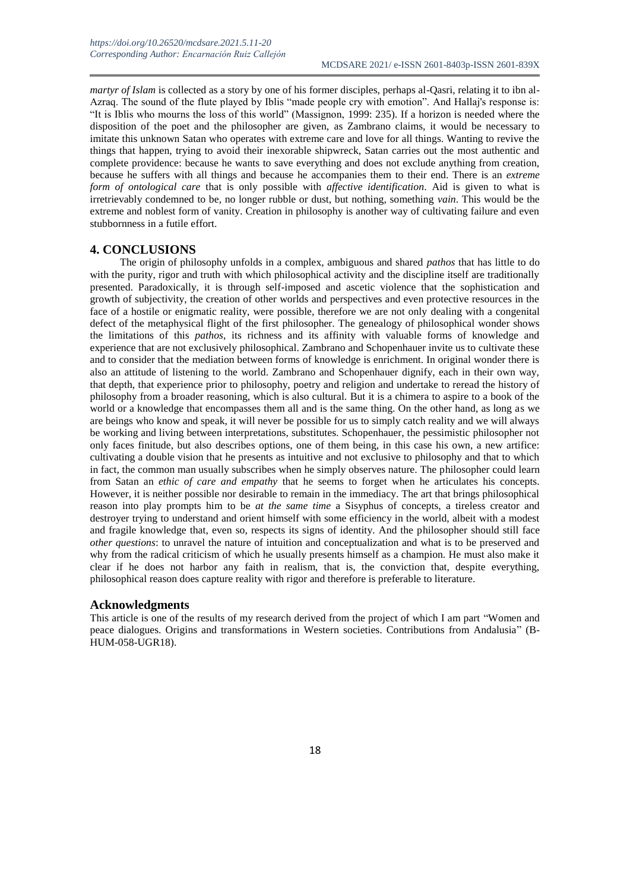*martyr of Islam* is collected as a story by one of his former disciples, perhaps al-Qasri, relating it to ibn al-Azraq. The sound of the flute played by Iblis "made people cry with emotion". And Hallaj's response is: "It is Iblis who mourns the loss of this world" (Massignon, 1999: 235). If a horizon is needed where the disposition of the poet and the philosopher are given, as Zambrano claims, it would be necessary to imitate this unknown Satan who operates with extreme care and love for all things. Wanting to revive the things that happen, trying to avoid their inexorable shipwreck, Satan carries out the most authentic and complete providence: because he wants to save everything and does not exclude anything from creation, because he suffers with all things and because he accompanies them to their end. There is an *extreme form of ontological care* that is only possible with *affective identification*. Aid is given to what is irretrievably condemned to be, no longer rubble or dust, but nothing, something *vain*. This would be the extreme and noblest form of vanity. Creation in philosophy is another way of cultivating failure and even stubbornness in a futile effort.

## 4. CONCLUSIONS

The origin of philosophy unfolds in a complex, ambiguous and shared *pathos* that has little to do with the purity, rigor and truth with which philosophical activity and the discipline itself are traditionally presented. Paradoxically, it is through self-imposed and ascetic violence that the sophistication and growth of subjectivity, the creation of other worlds and perspectives and even protective resources in the face of a hostile or enigmatic reality, were possible, therefore we are not only dealing with a congenital defect of the metaphysical flight of the first philosopher. The genealogy of philosophical wonder shows the limitations of this *pathos*, its richness and its affinity with valuable forms of knowledge and experience that are not exclusively philosophical. Zambrano and Schopenhauer invite us to cultivate these and to consider that the mediation between forms of knowledge is enrichment. In original wonder there is also an attitude of listening to the world. Zambrano and Schopenhauer dignify, each in their own way, that depth, that experience prior to philosophy, poetry and religion and undertake to reread the history of philosophy from a broader reasoning, which is also cultural. But it is a chimera to aspire to a book of the world or a knowledge that encompasses them all and is the same thing. On the other hand, as long as we are beings who know and speak, it will never be possible for us to simply catch reality and we will always be working and living between interpretations, substitutes. Schopenhauer, the pessimistic philosopher not only faces finitude, but also describes options, one of them being, in this case his own, a new artifice: cultivating a double vision that he presents as intuitive and not exclusive to philosophy and that to which in fact, the common man usually subscribes when he simply observes nature. The philosopher could learn from Satan an *ethic of care and empathy* that he seems to forget when he articulates his concepts. However, it is neither possible nor desirable to remain in the immediacy. The art that brings philosophical reason into play prompts him to be *at the same time* a Sisyphus of concepts, a tireless creator and destroyer trying to understand and orient himself with some efficiency in the world, albeit with a modest and fragile knowledge that, even so, respects its signs of identity. And the philosopher should still face *other questions*: to unravel the nature of intuition and conceptualization and what is to be preserved and why from the radical criticism of which he usually presents himself as a champion. He must also make it clear if he does not harbor any faith in realism, that is, the conviction that, despite everything, philosophical reason does capture reality with rigor and therefore is preferable to literature.

## Acknowledgments

This article is one of the results of my research derived from the project of which I am part "Women and peace dialogues. Origins and transformations in Western societies. Contributions from Andalusia" (B-HUM-058-UGR18).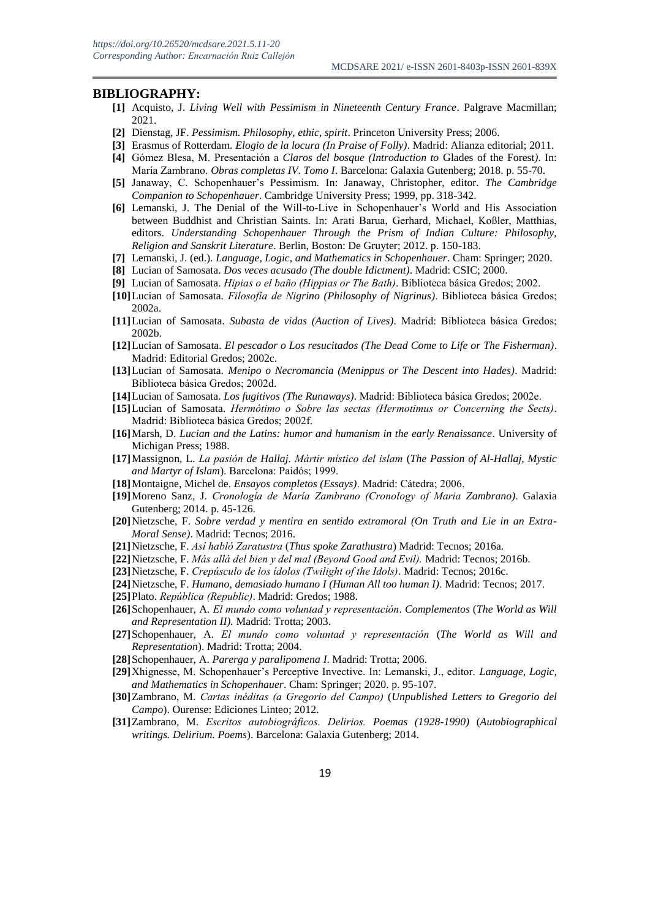## BIBLIOGRAPHY:

- **[1]** Acquisto, J. *Living Well with Pessimism in Nineteenth Century France*. Palgrave Macmillan; 2021.
- **[2]** Dienstag, JF. *Pessimism. Philosophy, ethic, spirit*. Princeton University Press; 2006.
- **[3]** Erasmus of Rotterdam. *Elogio de la locura (In Praise of Folly)*. Madrid: Alianza editorial; 2011.
- **[4]** Gómez Blesa, M. Presentación a *Claros del bosque (Introduction to* Glades of the Forest*)*. In: María Zambrano. *Obras completas IV. Tomo I*. Barcelona: Galaxia Gutenberg; 2018. p. 55-70.
- **[5]** Janaway, C. Schopenhauer's Pessimism. In: Janaway, Christopher, editor. *The Cambridge Companion to Schopenhauer*. Cambridge University Press; 1999, pp. 318-342.
- **[6]** Lemanski, J. The Denial of the Will-to-Live in Schopenhauer's World and His Association between Buddhist and Christian Saints. In: Arati Barua, Gerhard, Michael, Koßler, Matthias, editors. *Understanding Schopenhauer Through the Prism of Indian Culture: Philosophy, Religion and Sanskrit Literature*. Berlin, Boston: De Gruyter; 2012. p. 150-183.
- **[7]** Lemanski, J. (ed.). *Language, Logic, and Mathematics in Schopenhauer*. Cham: Springer; 2020.
- **[8]** Lucian of Samosata. *Dos veces acusado (The double Idictment)*. Madrid: CSIC; 2000.
- **[9]** Lucian of Samosata. *Hipias o el baño (Hippias or The Bath)*. Biblioteca básica Gredos; 2002.
- **[10]** Lucian of Samosata. *Filosofía de Nigrino (Philosophy of Nigrinus)*. Biblioteca básica Gredos; 2002a.
- **[11]** Lucian of Samosata. *Subasta de vidas (Auction of Lives)*. Madrid: Biblioteca básica Gredos; 2002b.
- **[12]** Lucian of Samosata. *El pescador o Los resucitados (The Dead Come to Life or The Fisherman)*. Madrid: Editorial Gredos; 2002c.
- **[13]** Lucian of Samosata. *Menipo o Necromancia (Menippus or The Descent into Hades)*. Madrid: Biblioteca básica Gredos; 2002d.
- **[14]** Lucian of Samosata. *Los fugitivos (The Runaways)*. Madrid: Biblioteca básica Gredos; 2002e.
- **[15]** Lucian of Samosata. *Hermótimo o Sobre las sectas (Hermotimus or Concerning the Sects)*. Madrid: Biblioteca básica Gredos; 2002f.
- **[16]** Marsh, D. *Lucian and the Latins: humor and humanism in the early Renaissance*. University of Michigan Press; 1988.
- **[17]** Massignon, L. *La pasión de Hallaj. Mártir místico del islam* (*The Passion of Al-Hallaj, Mystic and Martyr of Islam*). Barcelona: Paidós; 1999.
- **[18]** Montaigne, Michel de. *Ensayos completos (Essays)*. Madrid: Cátedra; 2006.
- **[19]** Moreno Sanz, J. *Cronología de María Zambrano (Cronology of Maria Zambrano)*. Galaxia Gutenberg; 2014. p. 45-126.
- **[20]** Nietzsche, F. *Sobre verdad y mentira en sentido extramoral (On Truth and Lie in an Extra-Moral Sense)*. Madrid: Tecnos; 2016.
- **[21]** Nietzsche, F. *Así habló Zaratustra* (*Thus spoke Zarathustra*) Madrid: Tecnos; 2016a.
- **[22]** Nietzsche, F. *Más allá del bien y del mal (Beyond Good and Evil).* Madrid: Tecnos; 2016b.
- **[23]** Nietzsche, F. *Crepúsculo de los ídolos (Twilight of the Idols)*. Madrid: Tecnos; 2016c.
- **[24]** Nietzsche, F. *Humano, demasiado humano I (Human All too human I)*. Madrid: Tecnos; 2017.
- **[25]** Plato. *República (Republic)*. Madrid: Gredos; 1988.
- **[26]** Schopenhauer, A. *El mundo como voluntad y representación*. *Complementos* (*The World as Will and Representation II).* Madrid: Trotta; 2003.
- **[27]** Schopenhauer, A. *El mundo como voluntad y representación* (*The World as Will and Representation*). Madrid: Trotta; 2004.
- **[28]** Schopenhauer, A. *Parerga y paralipomena I*. Madrid: Trotta; 2006.
- **[29]** Xhignesse, M. Schopenhauer's Perceptive Invective. In: Lemanski, J., editor. *Language, Logic, and Mathematics in Schopenhauer*. Cham: Springer; 2020. p. 95-107.
- **[30]** Zambrano, M. *Cartas inéditas (a Gregorio del Campo)* (*Unpublished Letters to Gregorio del Campo*). Ourense: Ediciones Linteo; 2012.
- **[31]** Zambrano, M. *Escritos autobiográficos. Delirios. Poemas (1928-1990)* (*Autobiographical writings. Delirium. Poems*). Barcelona: Galaxia Gutenberg; 2014.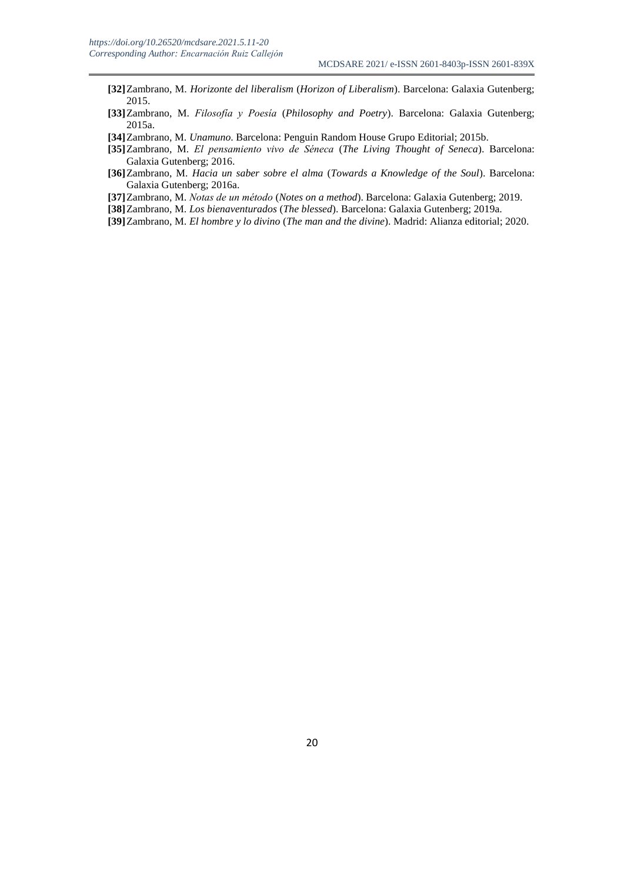**[32]** Zambrano, M. *Horizonte del liberalism* (*Horizon of Liberalism*). Barcelona: Galaxia Gutenberg; 2015.

**[33]** Zambrano, M. *Filosofía y Poesía* (*Philosophy and Poetry*). Barcelona: Galaxia Gutenberg; 2015a.

**[34]** Zambrano, M. *Unamuno.* Barcelona: Penguin Random House Grupo Editorial; 2015b.

**[35]** Zambrano, M. *El pensamiento vivo de Séneca* (*The Living Thought of Seneca*). Barcelona: Galaxia Gutenberg; 2016.

**[36]** Zambrano, M. *Hacia un saber sobre el alma* (*Towards a Knowledge of the Soul*). Barcelona: Galaxia Gutenberg; 2016a.

**[37]** Zambrano, M. *Notas de un método* (*Notes on a method*). Barcelona: Galaxia Gutenberg; 2019.

**[38]** Zambrano, M. *Los bienaventurados* (*The blessed*). Barcelona: Galaxia Gutenberg; 2019a.

**[39]** Zambrano, M. *El hombre y lo divino* (*The man and the divine*). Madrid: Alianza editorial; 2020.